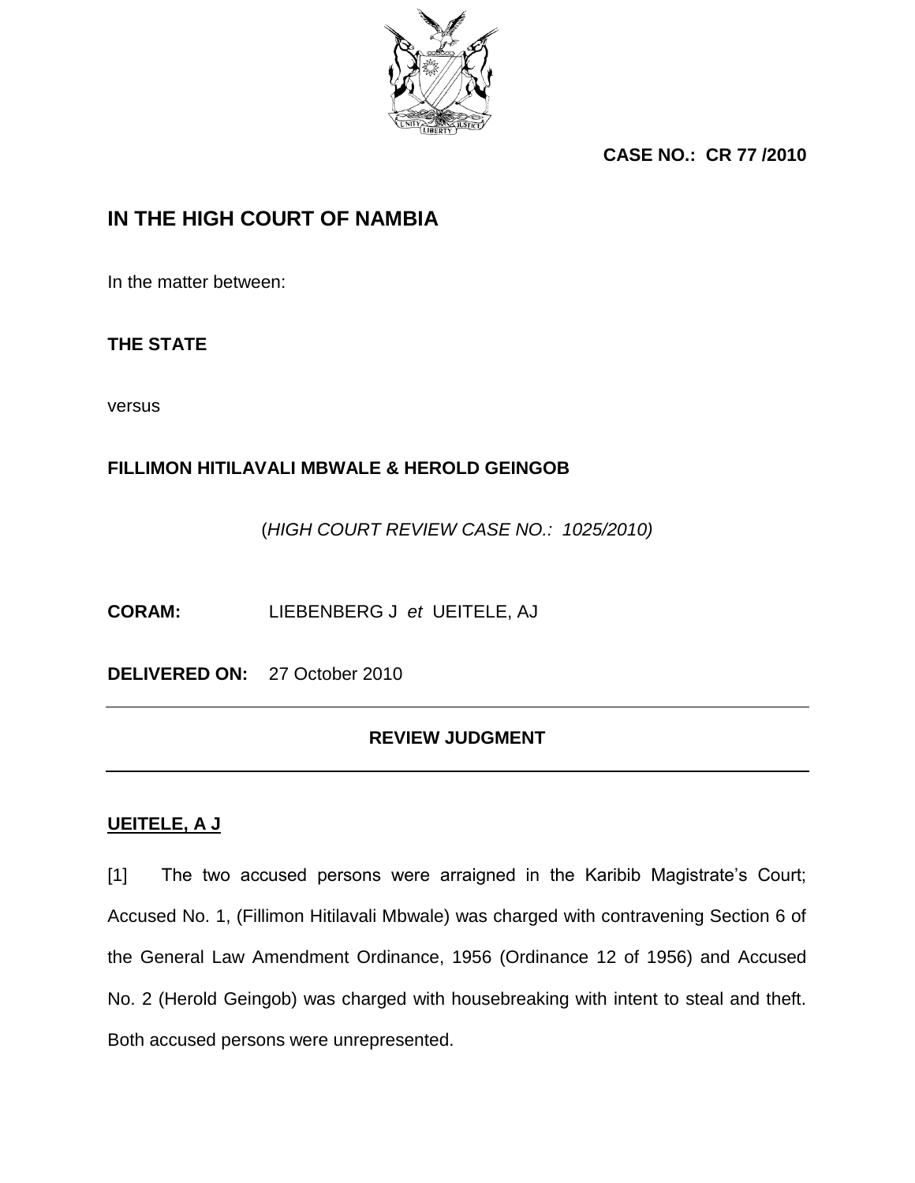**CASE NO.: CR 77 /2010**

# IN THE HIGH COURT OF NAMBIA

In the matter between:

**THE STATE**

versus

**FILLIMON HITILAVALI MBWALE & HEROLD GEINGOB**

(*HIGH COURT REVIEW CASE NO.: 1025/2010)*

**CORAM:** LIEBENBERG J *et* UEITELE, AJ

**DELIVERED ON:** 27 October 2010

---

## REVIEW JUDGMENT

---

**UEITELE, A J**

[1] The two accused persons were arraigned in the Karibib Magistrate's Court; Accused No. 1, (Fillimon Hitilavali Mbwale) was charged with contravening Section 6 of the General Law Amendment Ordinance, 1956 (Ordinance 12 of 1956) and Accused No. 2 (Herold Geingob) was charged with housebreaking with intent to steal and theft. Both accused persons were unrepresented.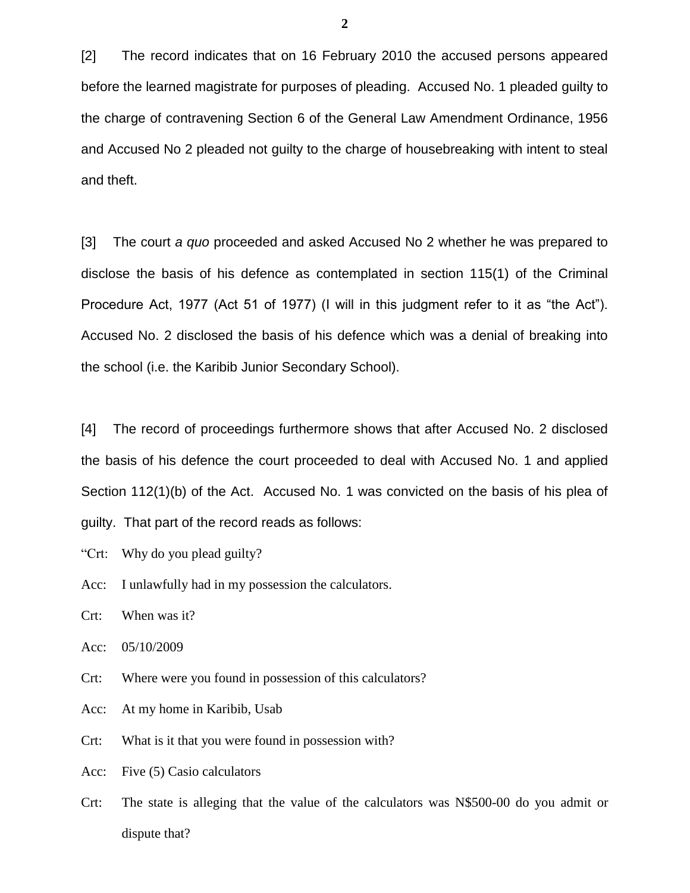[2] The record indicates that on 16 February 2010 the accused persons appeared before the learned magistrate for purposes of pleading. Accused No. 1 pleaded guilty to the charge of contravening Section 6 of the General Law Amendment Ordinance, 1956 and Accused No 2 pleaded not guilty to the charge of housebreaking with intent to steal and theft.

[3] The court *a quo* proceeded and asked Accused No 2 whether he was prepared to disclose the basis of his defence as contemplated in section 115(1) of the Criminal Procedure Act, 1977 (Act 51 of 1977) (I will in this judgment refer to it as "the Act"). Accused No. 2 disclosed the basis of his defence which was a denial of breaking into the school (i.e. the Karibib Junior Secondary School).

[4] The record of proceedings furthermore shows that after Accused No. 2 disclosed the basis of his defence the court proceeded to deal with Accused No. 1 and applied Section 112(1)(b) of the Act. Accused No. 1 was convicted on the basis of his plea of guilty. That part of the record reads as follows:

"Crt: Why do you plead guilty?

Acc: I unlawfully had in my possession the calculators.

Crt: When was it?

Acc: 05/10/2009

Crt: Where were you found in possession of this calculators?

Acc: At my home in Karibib, Usab

Crt: What is it that you were found in possession with?

Acc: Five (5) Casio calculators

Crt: The state is alleging that the value of the calculators was N$500-00 do you admit or dispute that?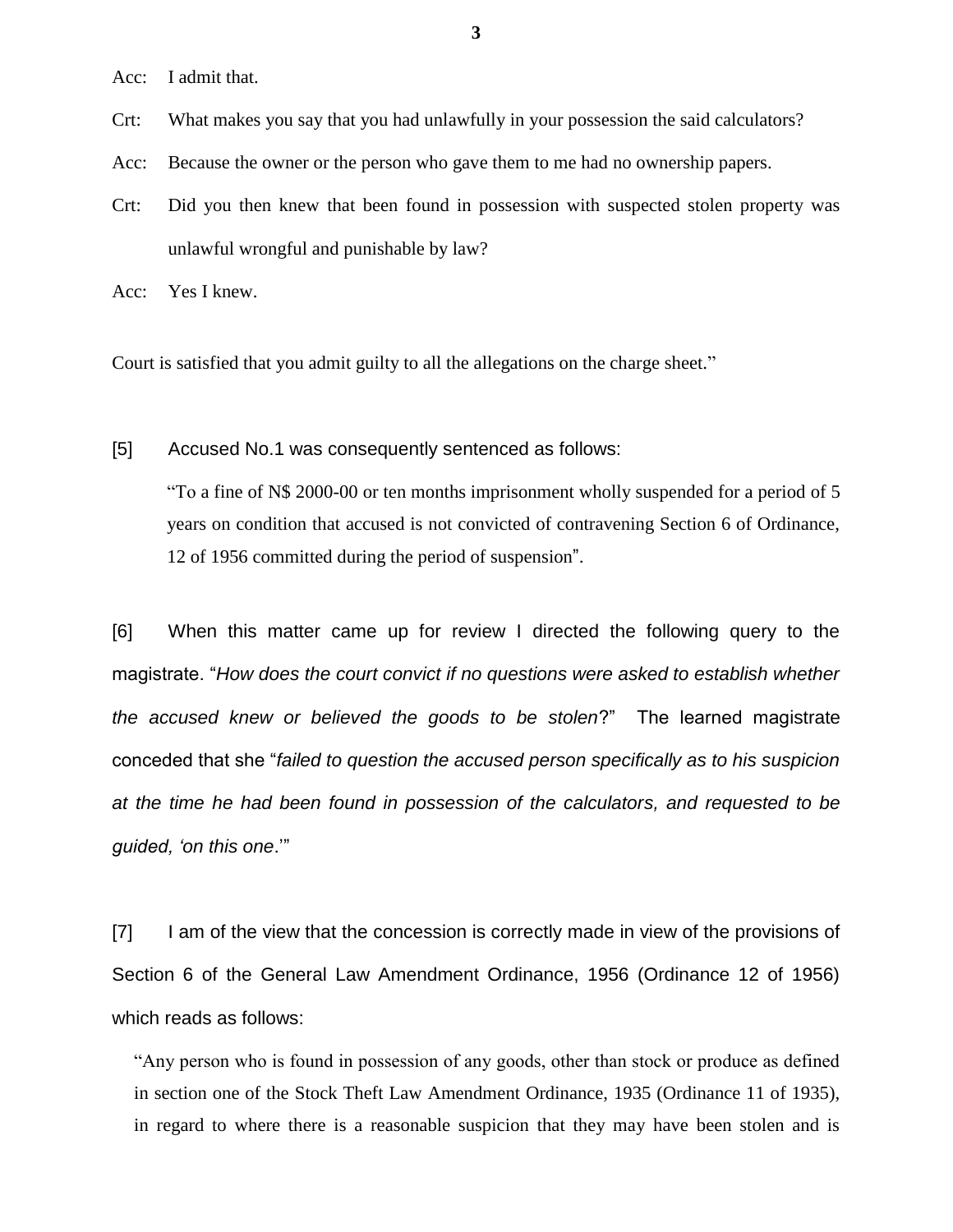Acc: I admit that.

Crt: What makes you say that you had unlawfully in your possession the said calculators?

Acc: Because the owner or the person who gave them to me had no ownership papers.

Crt: Did you then knew that been found in possession with suspected stolen property was unlawful wrongful and punishable by law?

Acc: Yes I knew.

Court is satisfied that you admit guilty to all the allegations on the charge sheet."

[5] Accused No.1 was consequently sentenced as follows:

> "To a fine of N$ 2000-00 or ten months imprisonment wholly suspended for a period of 5 years on condition that accused is not convicted of contravening Section 6 of Ordinance, 12 of 1956 committed during the period of suspension".

[6] When this matter came up for review I directed the following query to the magistrate. "*How does the court convict if no questions were asked to establish whether the accused knew or believed the goods to be stolen*?" The learned magistrate conceded that she "*failed to question the accused person specifically as to his suspicion at the time he had been found in possession of the calculators, and requested to be guided, 'on this one*.'"

[7] I am of the view that the concession is correctly made in view of the provisions of Section 6 of the General Law Amendment Ordinance, 1956 (Ordinance 12 of 1956) which reads as follows:

> "Any person who is found in possession of any goods, other than stock or produce as defined in section one of the Stock Theft Law Amendment Ordinance, 1935 (Ordinance 11 of 1935), in regard to where there is a reasonable suspicion that they may have been stolen and is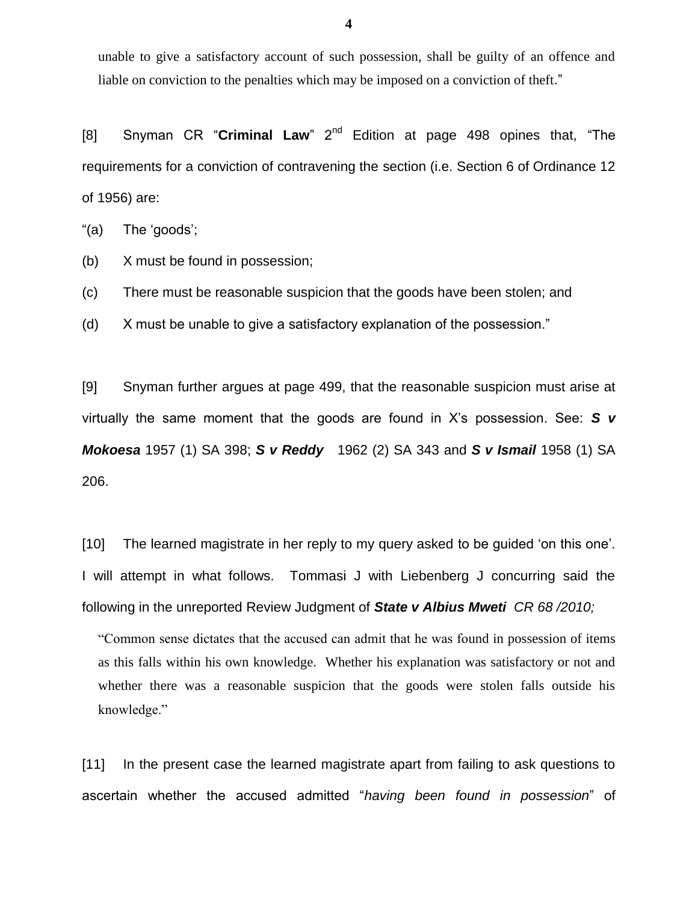unable to give a satisfactory account of such possession, shall be guilty of an offence and liable on conviction to the penalties which may be imposed on a conviction of theft."

[8] Snyman CR "**Criminal Law**" 2nd Edition at page 498 opines that, "The requirements for a conviction of contravening the section (i.e. Section 6 of Ordinance 12 of 1956) are:

"(a) The 'goods';

(b) X must be found in possession;

(c) There must be reasonable suspicion that the goods have been stolen; and

(d) X must be unable to give a satisfactory explanation of the possession."

[9] Snyman further argues at page 499, that the reasonable suspicion must arise at virtually the same moment that the goods are found in X's possession. See: ***S v Mokoesa*** 1957 (1) SA 398; ***S v Reddy*** 1962 (2) SA 343 and ***S v Ismail*** 1958 (1) SA 206.

[10] The learned magistrate in her reply to my query asked to be guided 'on this one'. I will attempt in what follows. Tommasi J with Liebenberg J concurring said the following in the unreported Review Judgment of ***State v Albius Mweti*** *CR 68 /2010;*

> "Common sense dictates that the accused can admit that he was found in possession of items as this falls within his own knowledge. Whether his explanation was satisfactory or not and whether there was a reasonable suspicion that the goods were stolen falls outside his knowledge."

[11] In the present case the learned magistrate apart from failing to ask questions to ascertain whether the accused admitted "*having been found in possession*" of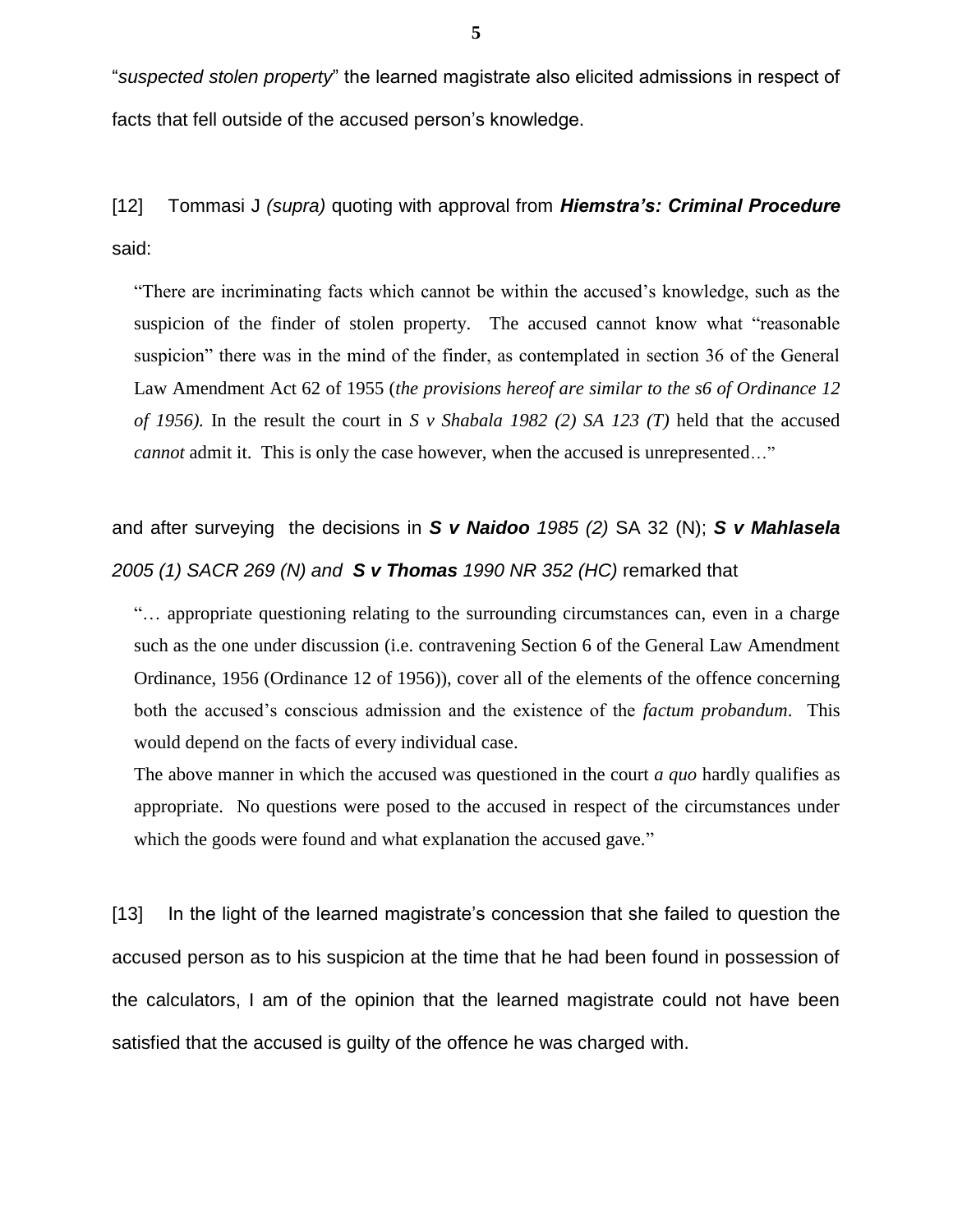"*suspected stolen property*" the learned magistrate also elicited admissions in respect of facts that fell outside of the accused person's knowledge.

[12] Tommasi J *(supra)* quoting with approval from ***Hiemstra's: Criminal Procedure*** said:

> "There are incriminating facts which cannot be within the accused's knowledge, such as the suspicion of the finder of stolen property. The accused cannot know what "reasonable suspicion" there was in the mind of the finder, as contemplated in section 36 of the General Law Amendment Act 62 of 1955 (*the provisions hereof are similar to the s6 of Ordinance 12 of 1956).* In the result the court in *S v Shabala 1982 (2) SA 123 (T)* held that the accused *cannot* admit it. This is only the case however, when the accused is unrepresented…"

and after surveying the decisions in ***S v Naidoo*** *1985 (2)* SA 32 (N); ***S v Mahlasela*** *2005 (1) SACR 269 (N) and* ***S v Thomas*** *1990 NR 352 (HC)* remarked that

> "… appropriate questioning relating to the surrounding circumstances can, even in a charge such as the one under discussion (i.e. contravening Section 6 of the General Law Amendment Ordinance, 1956 (Ordinance 12 of 1956)), cover all of the elements of the offence concerning both the accused's conscious admission and the existence of the *factum probandum*. This would depend on the facts of every individual case.
>
> The above manner in which the accused was questioned in the court *a quo* hardly qualifies as appropriate. No questions were posed to the accused in respect of the circumstances under which the goods were found and what explanation the accused gave."

[13] In the light of the learned magistrate's concession that she failed to question the accused person as to his suspicion at the time that he had been found in possession of the calculators, I am of the opinion that the learned magistrate could not have been satisfied that the accused is guilty of the offence he was charged with.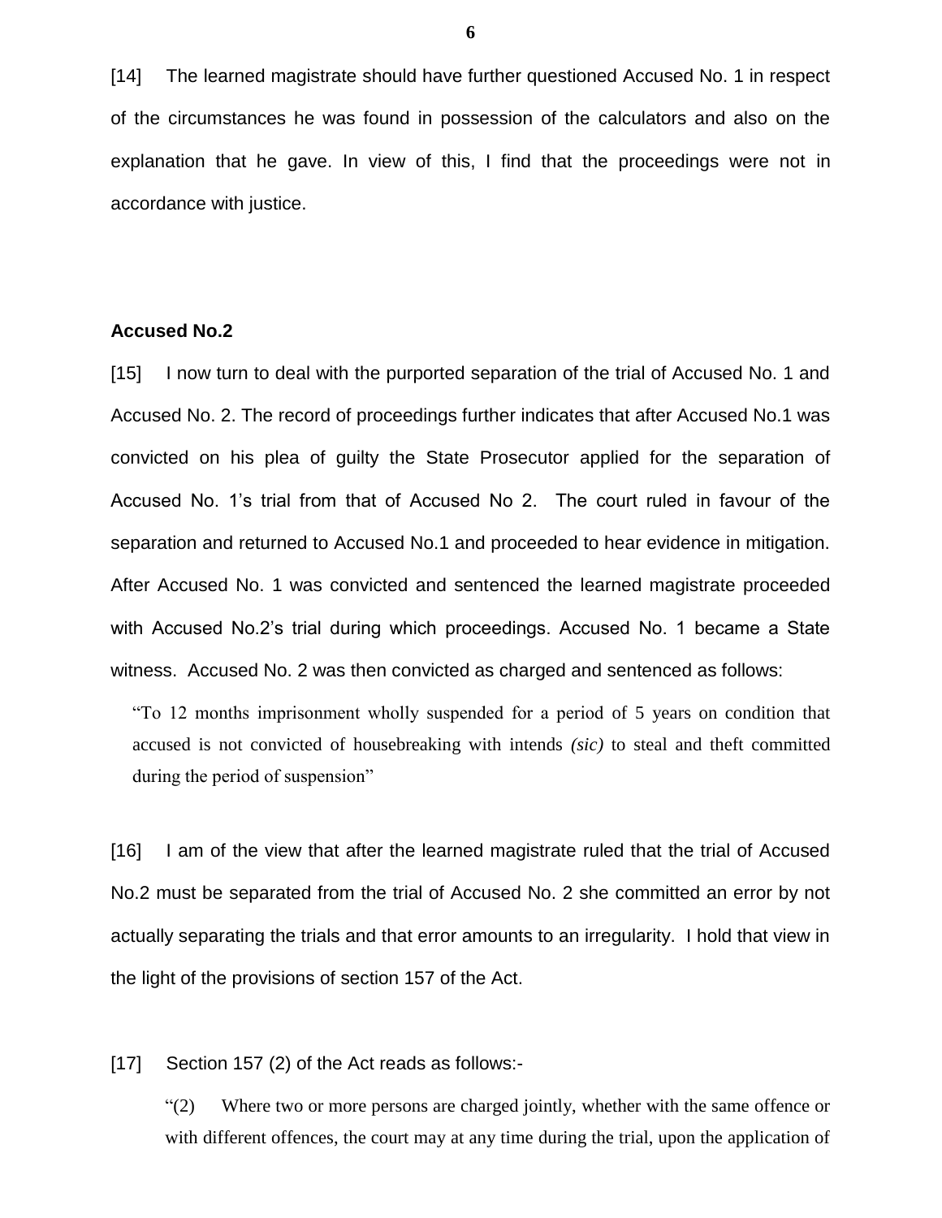[14] The learned magistrate should have further questioned Accused No. 1 in respect of the circumstances he was found in possession of the calculators and also on the explanation that he gave. In view of this, I find that the proceedings were not in accordance with justice.

**Accused No.2**

[15] I now turn to deal with the purported separation of the trial of Accused No. 1 and Accused No. 2. The record of proceedings further indicates that after Accused No.1 was convicted on his plea of guilty the State Prosecutor applied for the separation of Accused No. 1's trial from that of Accused No 2. The court ruled in favour of the separation and returned to Accused No.1 and proceeded to hear evidence in mitigation. After Accused No. 1 was convicted and sentenced the learned magistrate proceeded with Accused No.2's trial during which proceedings. Accused No. 1 became a State witness. Accused No. 2 was then convicted as charged and sentenced as follows:

> "To 12 months imprisonment wholly suspended for a period of 5 years on condition that accused is not convicted of housebreaking with intends *(sic)* to steal and theft committed during the period of suspension"

[16] I am of the view that after the learned magistrate ruled that the trial of Accused No.2 must be separated from the trial of Accused No. 2 she committed an error by not actually separating the trials and that error amounts to an irregularity. I hold that view in the light of the provisions of section 157 of the Act.

[17] Section 157 (2) of the Act reads as follows:-

> "(2) Where two or more persons are charged jointly, whether with the same offence or with different offences, the court may at any time during the trial, upon the application of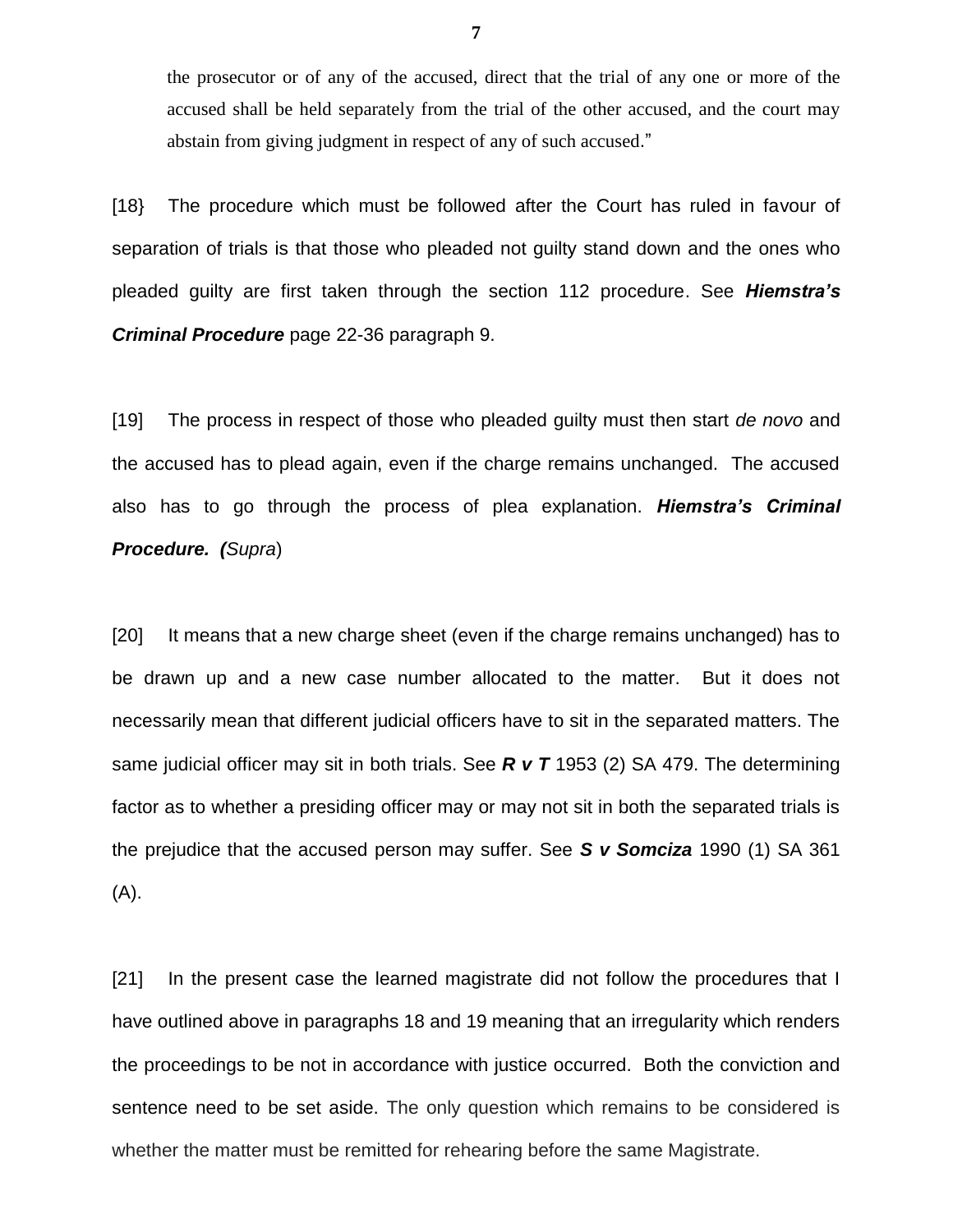the prosecutor or of any of the accused, direct that the trial of any one or more of the accused shall be held separately from the trial of the other accused, and the court may abstain from giving judgment in respect of any of such accused."

[18} The procedure which must be followed after the Court has ruled in favour of separation of trials is that those who pleaded not guilty stand down and the ones who pleaded guilty are first taken through the section 112 procedure. See ***Hiemstra's Criminal Procedure*** page 22-36 paragraph 9.

[19] The process in respect of those who pleaded guilty must then start *de novo* and the accused has to plead again, even if the charge remains unchanged. The accused also has to go through the process of plea explanation. ***Hiemstra's Criminal Procedure.*** ***(****Supra*)

[20] It means that a new charge sheet (even if the charge remains unchanged) has to be drawn up and a new case number allocated to the matter. But it does not necessarily mean that different judicial officers have to sit in the separated matters. The same judicial officer may sit in both trials. See ***R v T*** 1953 (2) SA 479. The determining factor as to whether a presiding officer may or may not sit in both the separated trials is the prejudice that the accused person may suffer. See ***S v Somciza*** 1990 (1) SA 361 (A).

[21] In the present case the learned magistrate did not follow the procedures that I have outlined above in paragraphs 18 and 19 meaning that an irregularity which renders the proceedings to be not in accordance with justice occurred. Both the conviction and sentence need to be set aside. The only question which remains to be considered is whether the matter must be remitted for rehearing before the same Magistrate.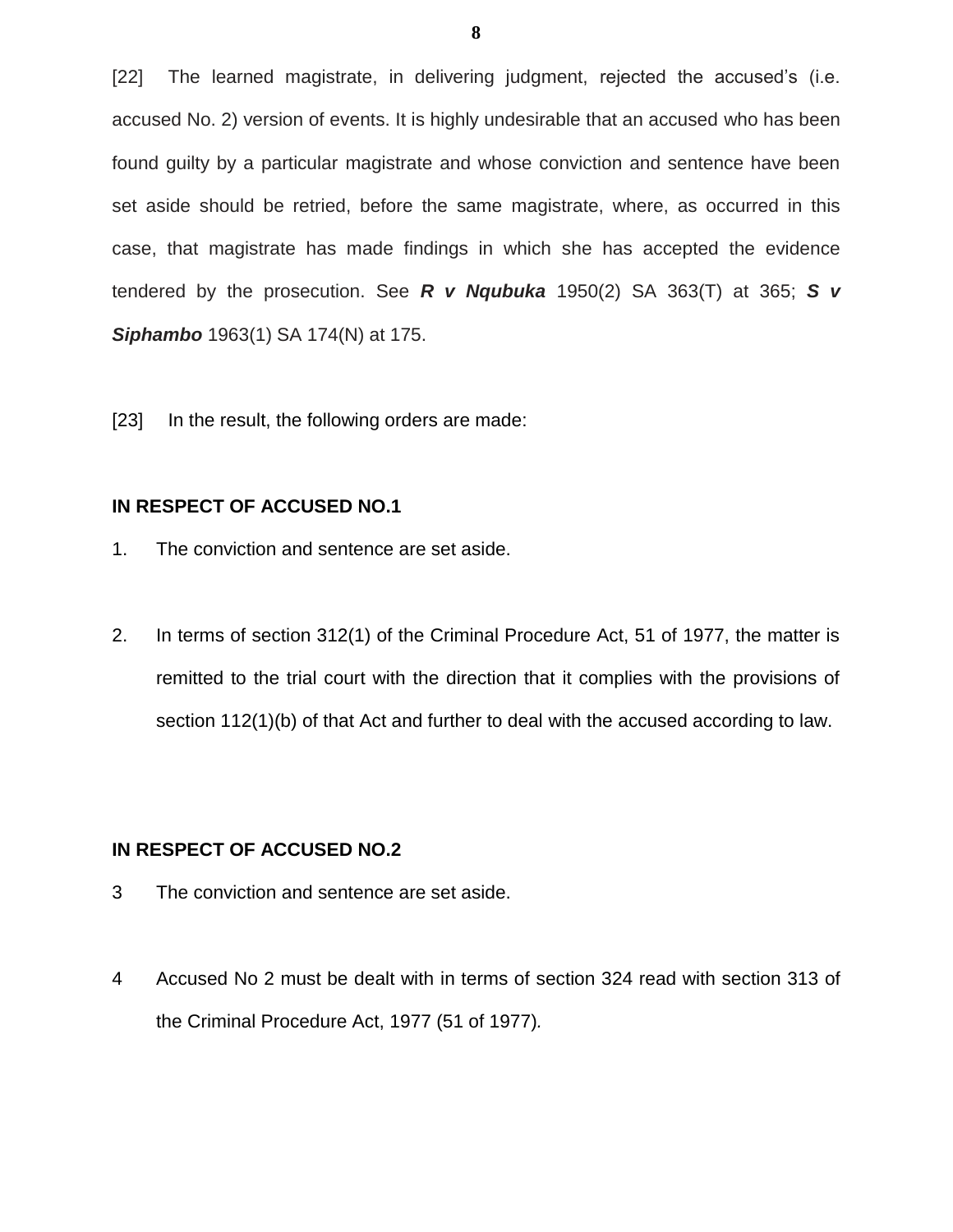[22] The learned magistrate, in delivering judgment, rejected the accused's (i.e. accused No. 2) version of events. It is highly undesirable that an accused who has been found guilty by a particular magistrate and whose conviction and sentence have been set aside should be retried, before the same magistrate, where, as occurred in this case, that magistrate has made findings in which she has accepted the evidence tendered by the prosecution. See ***R v Nqubuka*** 1950(2) SA 363(T) at 365; ***S v Siphambo*** 1963(1) SA 174(N) at 175.

[23] In the result, the following orders are made:

**IN RESPECT OF ACCUSED NO.1**

1. The conviction and sentence are set aside.

2. In terms of section 312(1) of the Criminal Procedure Act, 51 of 1977, the matter is remitted to the trial court with the direction that it complies with the provisions of section 112(1)(b) of that Act and further to deal with the accused according to law.

**IN RESPECT OF ACCUSED NO.2**

3 The conviction and sentence are set aside.

4 Accused No 2 must be dealt with in terms of section 324 read with section 313 of the Criminal Procedure Act, 1977 (51 of 1977).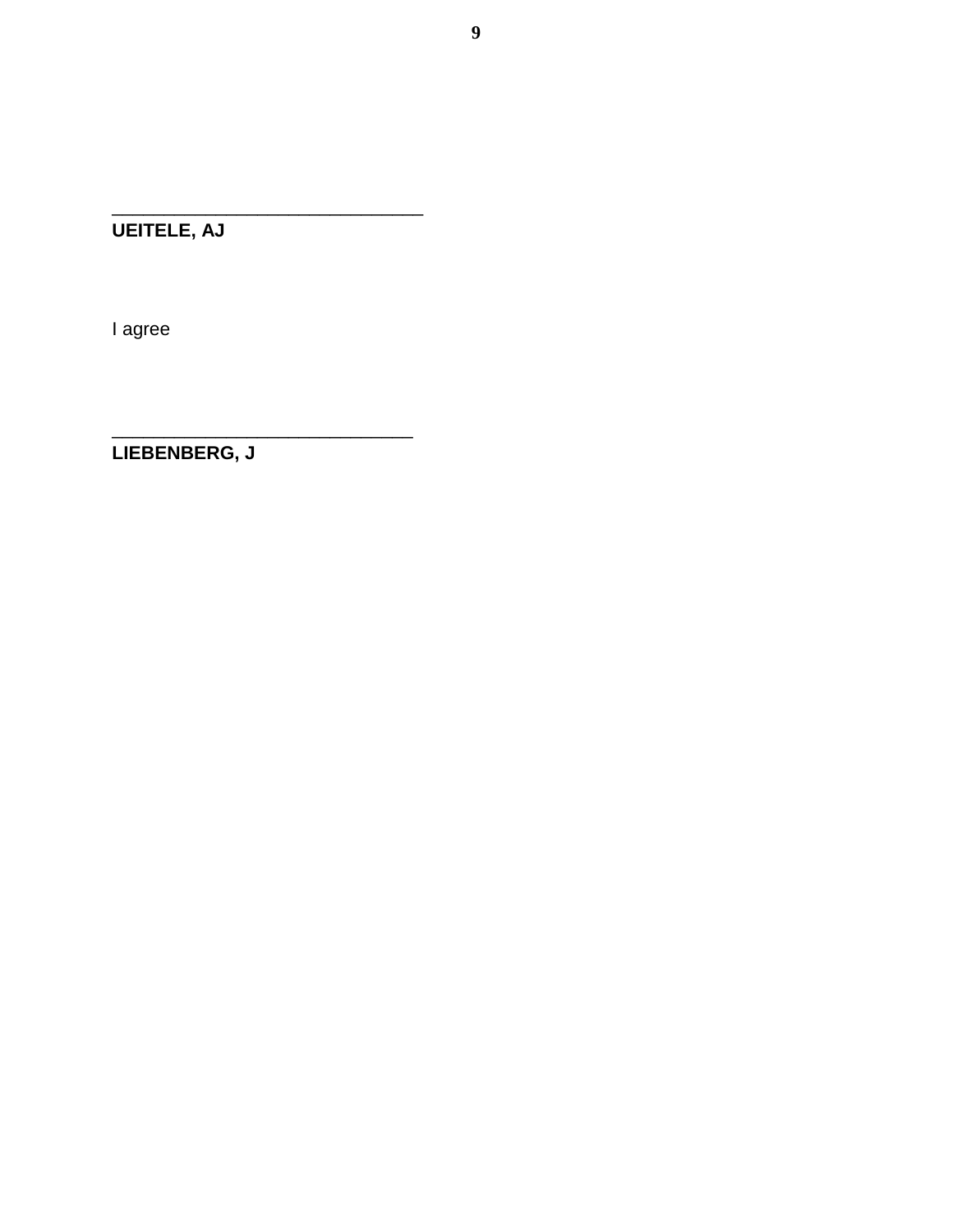\_\_\_\_\_\_\_\_\_\_\_\_\_\_\_\_\_\_\_\_\_\_\_\_\_\_\_\_\_\_\_

**UEITELE, AJ**

I agree

\_\_\_\_\_\_\_\_\_\_\_\_\_\_\_\_\_\_\_\_\_\_\_\_\_\_\_\_\_\_

**LIEBENBERG, J**